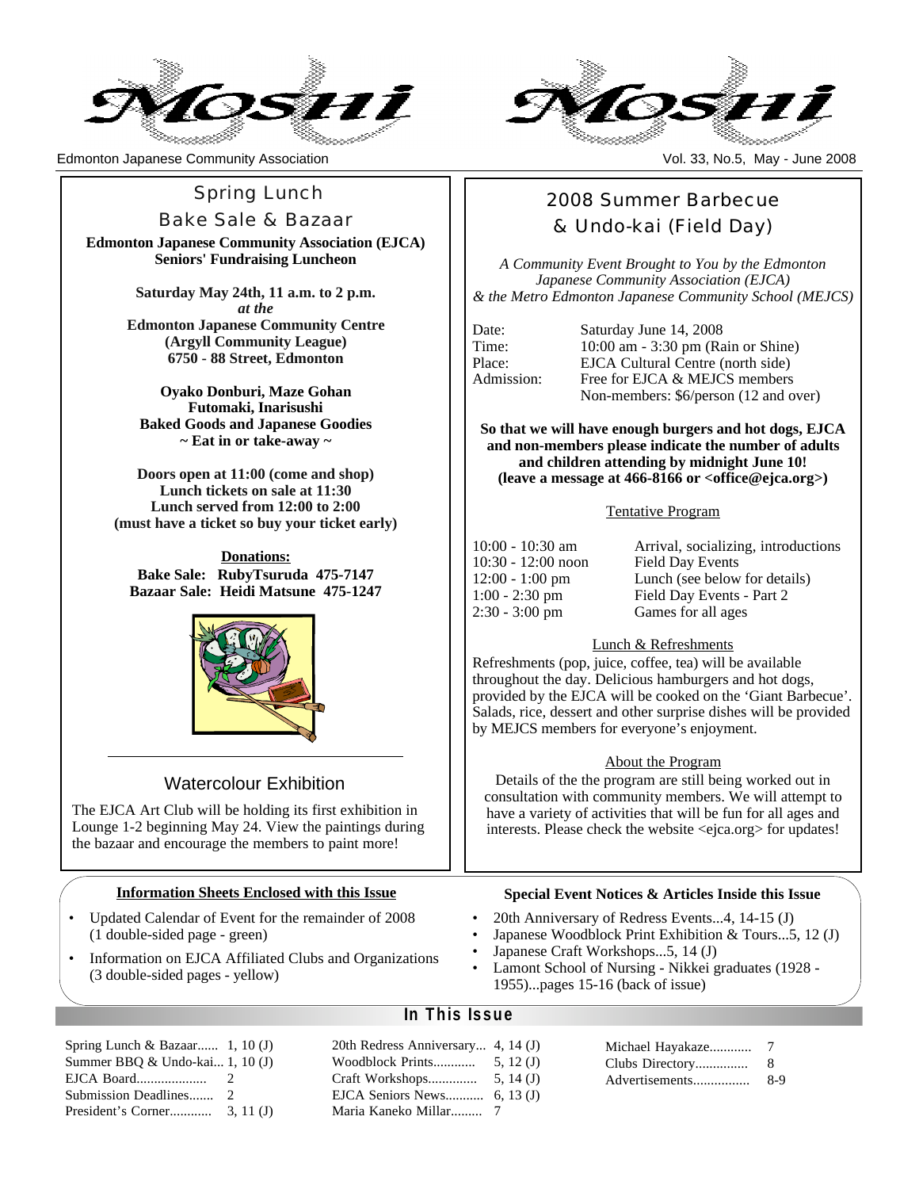# Moshi

Edmonton Japanese Community Association

Vol. 33, No.5, May - June 2008

## Spring Lunch

## Bake Sale & Bazaar

**Edmonton Japanese Community Association (EJCA) Seniors' Fundraising Luncheon**

**Saturday May 24th, 11 a.m. to 2 p.m.**
***at the***
**Edmonton Japanese Community Centre**
**(Argyll Community League)**
**6750 - 88 Street, Edmonton**

**Oyako Donburi, Maze Gohan**
**Futomaki, Inarisushi**
**Baked Goods and Japanese Goodies**
**~ Eat in or take-away ~**

**Doors open at 11:00 (come and shop)**
**Lunch tickets on sale at 11:30**
**Lunch served from 12:00 to 2:00**
**(must have a ticket so buy your ticket early)**

**Donations:**
**Bake Sale: RubyTsuruda 475-7147**
**Bazaar Sale: Heidi Matsune 475-1247**

## Watercolour Exhibition

The EJCA Art Club will be holding its first exhibition in Lounge 1-2 beginning May 24. View the paintings during the bazaar and encourage the members to paint more!

## 2008 Summer Barbecue & Undo-kai (Field Day)

*A Community Event Brought to You by the Edmonton Japanese Community Association (EJCA) & the Metro Edmonton Japanese Community School (MEJCS)*

| | |
|---|---|
| Date: | Saturday June 14, 2008 |
| Time: | 10:00 am - 3:30 pm (Rain or Shine) |
| Place: | EJCA Cultural Centre (north side) |
| Admission: | Free for EJCA & MEJCS members<br>Non-members: $6/person (12 and over) |

**So that we will have enough burgers and hot dogs, EJCA and non-members please indicate the number of adults and children attending by midnight June 10! (leave a message at 466-8166 or <office@ejca.org>)**

### Tentative Program

| | |
|---|---|
| 10:00 - 10:30 am | Arrival, socializing, introductions |
| 10:30 - 12:00 noon | Field Day Events |
| 12:00 - 1:00 pm | Lunch (see below for details) |
| 1:00 - 2:30 pm | Field Day Events - Part 2 |
| 2:30 - 3:00 pm | Games for all ages |

### Lunch & Refreshments

Refreshments (pop, juice, coffee, tea) will be available throughout the day. Delicious hamburgers and hot dogs, provided by the EJCA will be cooked on the 'Giant Barbecue'. Salads, rice, dessert and other surprise dishes will be provided by MEJCS members for everyone's enjoyment.

### About the Program

Details of the the program are still being worked out in consultation with community members. We will attempt to have a variety of activities that will be fun for all ages and interests. Please check the website <ejca.org> for updates!

### Information Sheets Enclosed with this Issue

- Updated Calendar of Event for the remainder of 2008 (1 double-sided page - green)
- Information on EJCA Affiliated Clubs and Organizations (3 double-sided pages - yellow)

### Special Event Notices & Articles Inside this Issue

- 20th Anniversary of Redress Events...4, 14-15 (J)
- Japanese Woodblock Print Exhibition & Tours...5, 12 (J)
- Japanese Craft Workshops...5, 14 (J)
- Lamont School of Nursing - Nikkei graduates (1928 - 1955)...pages 15-16 (back of issue)

## In This Issue

Spring Lunch & Bazaar...... 1, 10 (J)
Summer BBQ & Undo-kai... 1, 10 (J)
EJCA Board.................... 2
Submission Deadlines....... 2
President's Corner............ 3, 11 (J)
20th Redress Anniversary... 4, 14 (J)
Woodblock Prints............ 5, 12 (J)
Craft Workshops.............. 5, 14 (J)
EJCA Seniors News........... 6, 13 (J)
Maria Kaneko Millar......... 7
Michael Hayakaze............ 7
Clubs Directory............... 8
Advertisements................ 8-9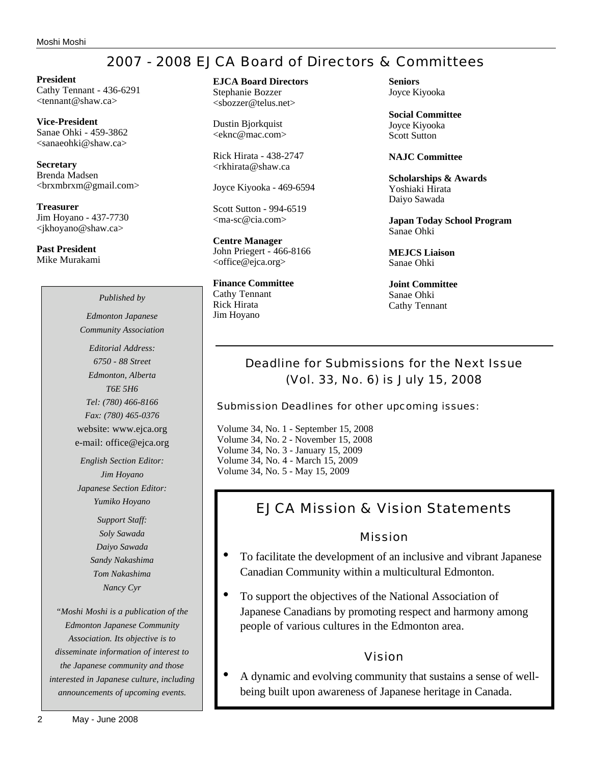# 2007 - 2008 EJCA Board of Directors & Committees

**President**
Cathy Tennant - 436-6291
<tennant@shaw.ca>

**Vice-President**
Sanae Ohki - 459-3862
<sanaeohki@shaw.ca>

**Secretary**
Brenda Madsen
<brxmbrxm@gmail.com>

**Treasurer**
Jim Hoyano - 437-7730
<jkhoyano@shaw.ca>

**Past President**
Mike Murakami

**EJCA Board Directors**
Stephanie Bozzer
<sbozzer@telus.net>

Dustin Bjorkquist
<eknc@mac.com>

Rick Hirata - 438-2747
<rkhirata@shaw.ca

Joyce Kiyooka - 469-6594

Scott Sutton - 994-6519
<ma-sc@cia.com>

**Centre Manager**
John Priegert - 466-8166
<office@ejca.org>

**Finance Committee**
Cathy Tennant
Rick Hirata
Jim Hoyano

**Seniors**
Joyce Kiyooka

**Social Committee**
Joyce Kiyooka
Scott Sutton

**NAJC Committee**

**Scholarships & Awards**
Yoshiaki Hirata
Daiyo Sawada

**Japan Today School Program**
Sanae Ohki

**MEJCS Liaison**
Sanae Ohki

**Joint Committee**
Sanae Ohki
Cathy Tennant

*Published by*

*Edmonton Japanese Community Association*

*Editorial Address:*
*6750 - 88 Street*
*Edmonton, Alberta*
*T6E 5H6*
*Tel: (780) 466-8166*
*Fax: (780) 465-0376*
website: www.ejca.org
e-mail: office@ejca.org

*English Section Editor:*
*Jim Hoyano*
*Japanese Section Editor:*
*Yumiko Hoyano*

*Support Staff:*
*Soly Sawada*
*Daiyo Sawada*
*Sandy Nakashima*
*Tom Nakashima*
*Nancy Cyr*

*"Moshi Moshi is a publication of the Edmonton Japanese Community Association. Its objective is to disseminate information of interest to the Japanese community and those interested in Japanese culture, including announcements of upcoming events.*

## Deadline for Submissions for the Next Issue (Vol. 33, No. 6) is July 15, 2008

Submission Deadlines for other upcoming issues:

Volume 34, No. 1 - September 15, 2008
Volume 34, No. 2 - November 15, 2008
Volume 34, No. 3 - January 15, 2009
Volume 34, No. 4 - March 15, 2009
Volume 34, No. 5 - May 15, 2009

## EJCA Mission & Vision Statements

### Mission

- To facilitate the development of an inclusive and vibrant Japanese Canadian Community within a multicultural Edmonton.
- To support the objectives of the National Association of Japanese Canadians by promoting respect and harmony among people of various cultures in the Edmonton area.

### Vision

- A dynamic and evolving community that sustains a sense of well-being built upon awareness of Japanese heritage in Canada.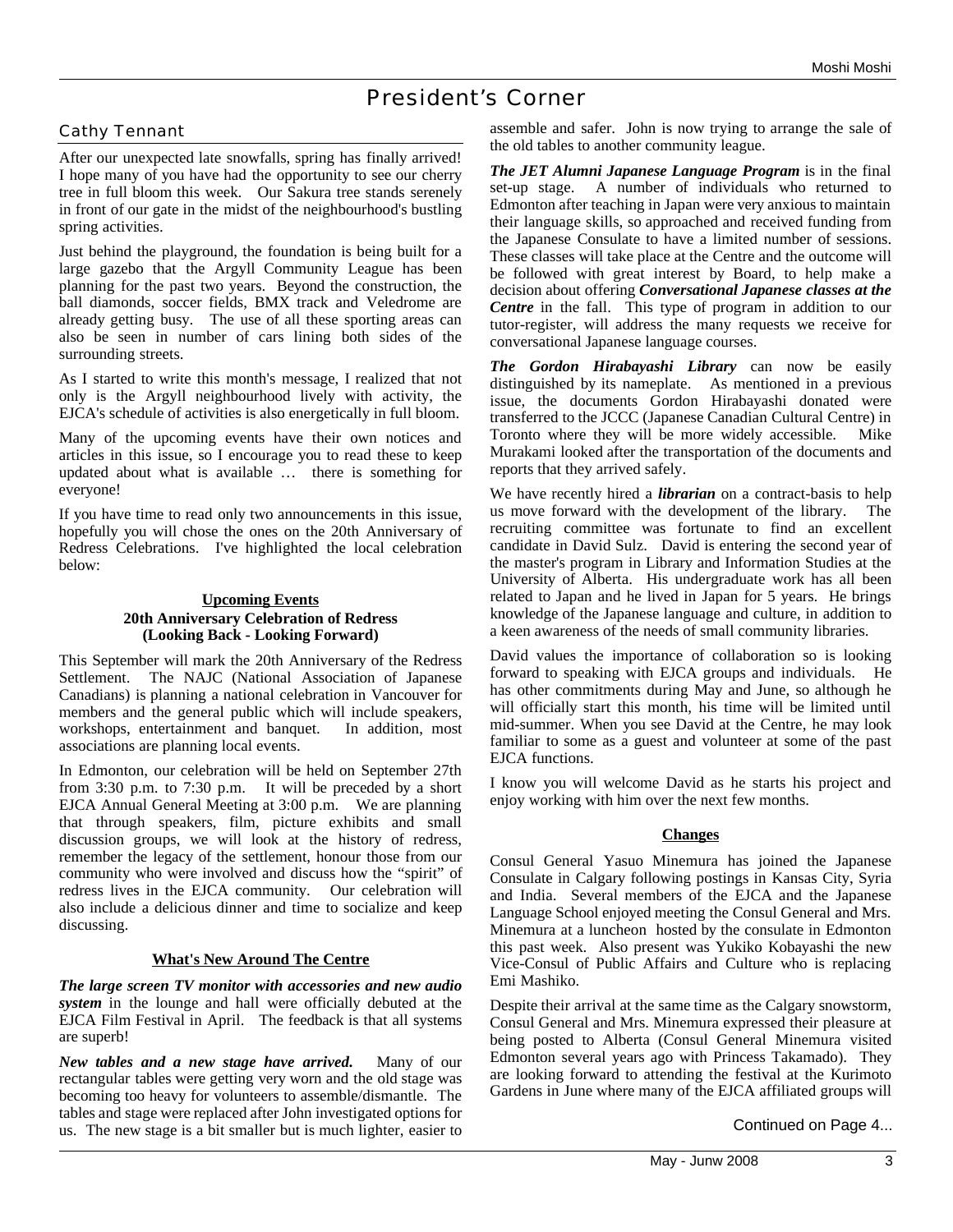# President's Corner

## Cathy Tennant

After our unexpected late snowfalls, spring has finally arrived! I hope many of you have had the opportunity to see our cherry tree in full bloom this week. Our Sakura tree stands serenely in front of our gate in the midst of the neighbourhood's bustling spring activities.

Just behind the playground, the foundation is being built for a large gazebo that the Argyll Community League has been planning for the past two years. Beyond the construction, the ball diamonds, soccer fields, BMX track and Veledrome are already getting busy. The use of all these sporting areas can also be seen in number of cars lining both sides of the surrounding streets.

As I started to write this month's message, I realized that not only is the Argyll neighbourhood lively with activity, the EJCA's schedule of activities is also energetically in full bloom.

Many of the upcoming events have their own notices and articles in this issue, so I encourage you to read these to keep updated about what is available … there is something for everyone!

If you have time to read only two announcements in this issue, hopefully you will chose the ones on the 20th Anniversary of Redress Celebrations. I've highlighted the local celebration below:

**Upcoming Events**
**20th Anniversary Celebration of Redress**
**(Looking Back - Looking Forward)**

This September will mark the 20th Anniversary of the Redress Settlement. The NAJC (National Association of Japanese Canadians) is planning a national celebration in Vancouver for members and the general public which will include speakers, workshops, entertainment and banquet. In addition, most associations are planning local events.

In Edmonton, our celebration will be held on September 27th from 3:30 p.m. to 7:30 p.m. It will be preceded by a short EJCA Annual General Meeting at 3:00 p.m. We are planning that through speakers, film, picture exhibits and small discussion groups, we will look at the history of redress, remember the legacy of the settlement, honour those from our community who were involved and discuss how the "spirit" of redress lives in the EJCA community. Our celebration will also include a delicious dinner and time to socialize and keep discussing.

**What's New Around The Centre**

***The large screen TV monitor with accessories and new audio system*** in the lounge and hall were officially debuted at the EJCA Film Festival in April. The feedback is that all systems are superb!

***New tables and a new stage have arrived.*** Many of our rectangular tables were getting very worn and the old stage was becoming too heavy for volunteers to assemble/dismantle. The tables and stage were replaced after John investigated options for us. The new stage is a bit smaller but is much lighter, easier to assemble and safer. John is now trying to arrange the sale of the old tables to another community league.

***The JET Alumni Japanese Language Program*** is in the final set-up stage. A number of individuals who returned to Edmonton after teaching in Japan were very anxious to maintain their language skills, so approached and received funding from the Japanese Consulate to have a limited number of sessions. These classes will take place at the Centre and the outcome will be followed with great interest by Board, to help make a decision about offering ***Conversational Japanese classes at the Centre*** in the fall. This type of program in addition to our tutor-register, will address the many requests we receive for conversational Japanese language courses.

***The Gordon Hirabayashi Library*** can now be easily distinguished by its nameplate. As mentioned in a previous issue, the documents Gordon Hirabayashi donated were transferred to the JCCC (Japanese Canadian Cultural Centre) in Toronto where they will be more widely accessible. Mike Murakami looked after the transportation of the documents and reports that they arrived safely.

We have recently hired a ***librarian*** on a contract-basis to help us move forward with the development of the library. The recruiting committee was fortunate to find an excellent candidate in David Sulz. David is entering the second year of the master's program in Library and Information Studies at the University of Alberta. His undergraduate work has all been related to Japan and he lived in Japan for 5 years. He brings knowledge of the Japanese language and culture, in addition to a keen awareness of the needs of small community libraries.

David values the importance of collaboration so is looking forward to speaking with EJCA groups and individuals. He has other commitments during May and June, so although he will officially start this month, his time will be limited until mid-summer. When you see David at the Centre, he may look familiar to some as a guest and volunteer at some of the past EJCA functions.

I know you will welcome David as he starts his project and enjoy working with him over the next few months.

**Changes**

Consul General Yasuo Minemura has joined the Japanese Consulate in Calgary following postings in Kansas City, Syria and India. Several members of the EJCA and the Japanese Language School enjoyed meeting the Consul General and Mrs. Minemura at a luncheon hosted by the consulate in Edmonton this past week. Also present was Yukiko Kobayashi the new Vice-Consul of Public Affairs and Culture who is replacing Emi Mashiko.

Despite their arrival at the same time as the Calgary snowstorm, Consul General and Mrs. Minemura expressed their pleasure at being posted to Alberta (Consul General Minemura visited Edmonton several years ago with Princess Takamado). They are looking forward to attending the festival at the Kurimoto Gardens in June where many of the EJCA affiliated groups will

Continued on Page 4...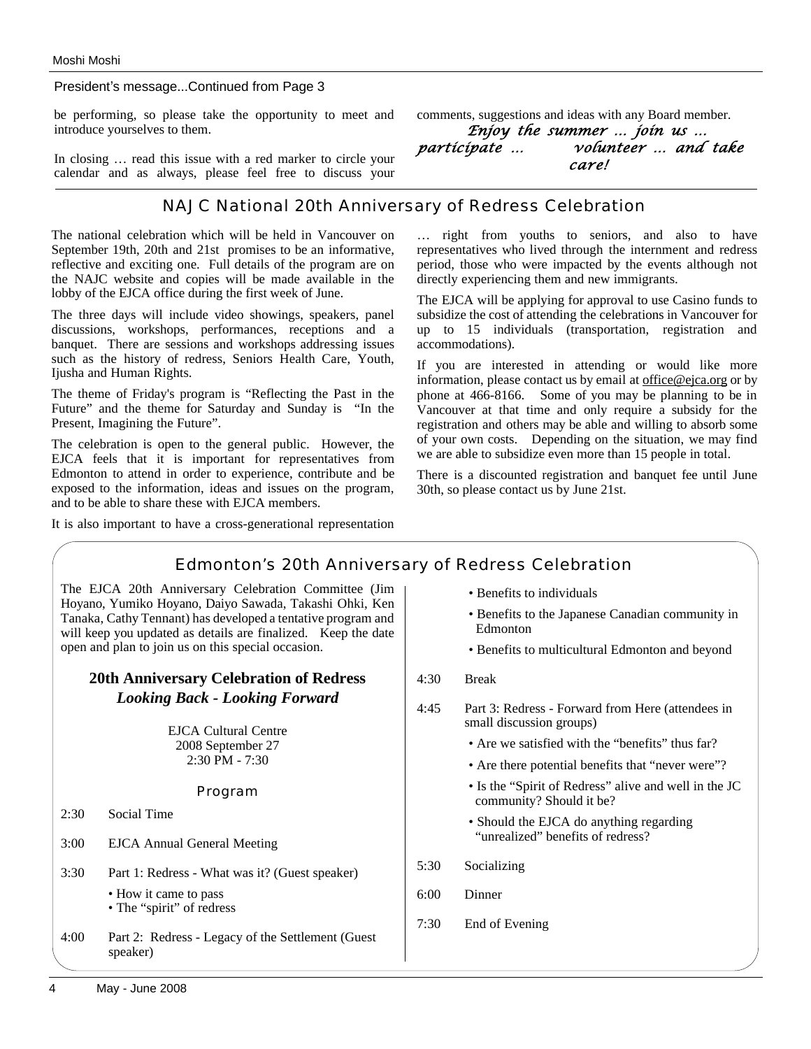President's message...Continued from Page 3

be performing, so please take the opportunity to meet and introduce yourselves to them.

In closing … read this issue with a red marker to circle your calendar and as always, please feel free to discuss your comments, suggestions and ideas with any Board member.

*Enjoy the summer ... join us ... participate ... volunteer ... and take care!*

## NAJC National 20th Anniversary of Redress Celebration

The national celebration which will be held in Vancouver on September 19th, 20th and 21st promises to be an informative, reflective and exciting one. Full details of the program are on the NAJC website and copies will be made available in the lobby of the EJCA office during the first week of June.

The three days will include video showings, speakers, panel discussions, workshops, performances, receptions and a banquet. There are sessions and workshops addressing issues such as the history of redress, Seniors Health Care, Youth, Ijusha and Human Rights.

The theme of Friday's program is "Reflecting the Past in the Future" and the theme for Saturday and Sunday is "In the Present, Imagining the Future".

The celebration is open to the general public. However, the EJCA feels that it is important for representatives from Edmonton to attend in order to experience, contribute and be exposed to the information, ideas and issues on the program, and to be able to share these with EJCA members.

It is also important to have a cross-generational representation … right from youths to seniors, and also to have representatives who lived through the internment and redress period, those who were impacted by the events although not directly experiencing them and new immigrants.

The EJCA will be applying for approval to use Casino funds to subsidize the cost of attending the celebrations in Vancouver for up to 15 individuals (transportation, registration and accommodations).

If you are interested in attending or would like more information, please contact us by email at office@ejca.org or by phone at 466-8166. Some of you may be planning to be in Vancouver at that time and only require a subsidy for the registration and others may be able and willing to absorb some of your own costs. Depending on the situation, we may find we are able to subsidize even more than 15 people in total.

There is a discounted registration and banquet fee until June 30th, so please contact us by June 21st.

## Edmonton's 20th Anniversary of Redress Celebration

The EJCA 20th Anniversary Celebration Committee (Jim Hoyano, Yumiko Hoyano, Daiyo Sawada, Takashi Ohki, Ken Tanaka, Cathy Tennant) has developed a tentative program and will keep you updated as details are finalized. Keep the date open and plan to join us on this special occasion.

### 20th Anniversary Celebration of Redress
### *Looking Back - Looking Forward*

EJCA Cultural Centre
2008 September 27
2:30 PM - 7:30

#### Program

2:30 Social Time

3:00 EJCA Annual General Meeting

3:30 Part 1: Redress - What was it? (Guest speaker)
- How it came to pass
- The "spirit" of redress

4:00 Part 2: Redress - Legacy of the Settlement (Guest speaker)
- Benefits to individuals
- Benefits to the Japanese Canadian community in Edmonton
- Benefits to multicultural Edmonton and beyond

4:30 Break

4:45 Part 3: Redress - Forward from Here (attendees in small discussion groups)
- Are we satisfied with the "benefits" thus far?
- Are there potential benefits that "never were"?
- Is the "Spirit of Redress" alive and well in the JC community? Should it be?
- Should the EJCA do anything regarding "unrealized" benefits of redress?

5:30 Socializing

6:00 Dinner

7:30 End of Evening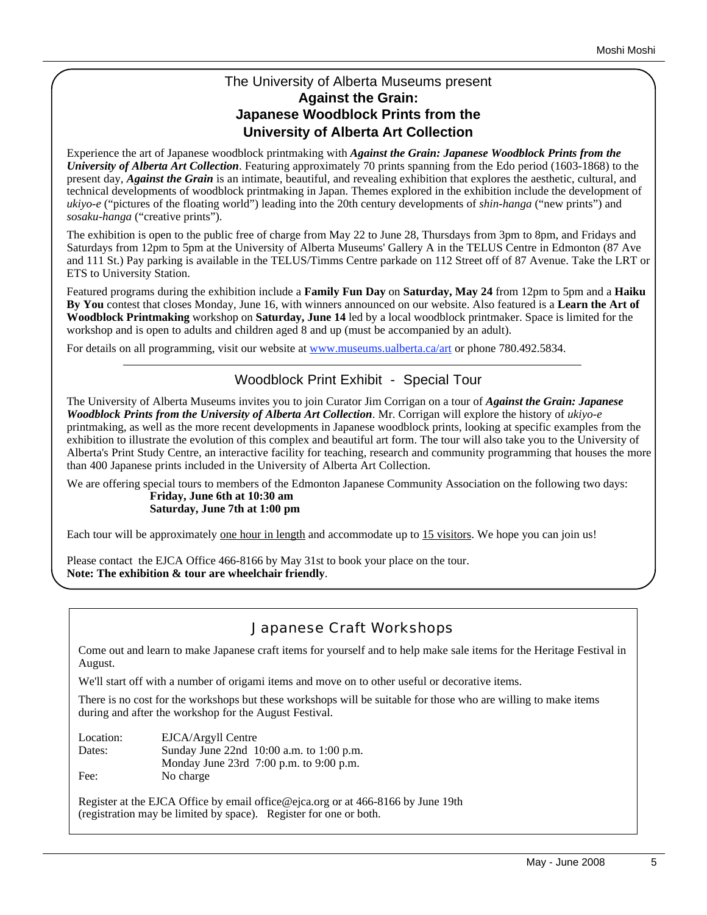## The University of Alberta Museums present

## **Against the Grain: Japanese Woodblock Prints from the University of Alberta Art Collection**

Experience the art of Japanese woodblock printmaking with ***Against the Grain: Japanese Woodblock Prints from the University of Alberta Art Collection***. Featuring approximately 70 prints spanning from the Edo period (1603-1868) to the present day, ***Against the Grain*** is an intimate, beautiful, and revealing exhibition that explores the aesthetic, cultural, and technical developments of woodblock printmaking in Japan. Themes explored in the exhibition include the development of *ukiyo-e* ("pictures of the floating world") leading into the 20th century developments of *shin-hanga* ("new prints") and *sosaku-hanga* ("creative prints").

The exhibition is open to the public free of charge from May 22 to June 28, Thursdays from 3pm to 8pm, and Fridays and Saturdays from 12pm to 5pm at the University of Alberta Museums' Gallery A in the TELUS Centre in Edmonton (87 Ave and 111 St.) Pay parking is available in the TELUS/Timms Centre parkade on 112 Street off of 87 Avenue. Take the LRT or ETS to University Station.

Featured programs during the exhibition include a **Family Fun Day** on **Saturday, May 24** from 12pm to 5pm and a **Haiku By You** contest that closes Monday, June 16, with winners announced on our website. Also featured is a **Learn the Art of Woodblock Printmaking** workshop on **Saturday, June 14** led by a local woodblock printmaker. Space is limited for the workshop and is open to adults and children aged 8 and up (must be accompanied by an adult).

For details on all programming, visit our website at www.museums.ualberta.ca/art or phone 780.492.5834.

---

## Woodblock Print Exhibit - Special Tour

The University of Alberta Museums invites you to join Curator Jim Corrigan on a tour of ***Against the Grain: Japanese Woodblock Prints from the University of Alberta Art Collection***. Mr. Corrigan will explore the history of *ukiyo-e* printmaking, as well as the more recent developments in Japanese woodblock prints, looking at specific examples from the exhibition to illustrate the evolution of this complex and beautiful art form. The tour will also take you to the University of Alberta's Print Study Centre, an interactive facility for teaching, research and community programming that houses the more than 400 Japanese prints included in the University of Alberta Art Collection.

We are offering special tours to members of the Edmonton Japanese Community Association on the following two days:

**Friday, June 6th at 10:30 am**
**Saturday, June 7th at 1:00 pm**

Each tour will be approximately one hour in length and accommodate up to 15 visitors. We hope you can join us!

Please contact the EJCA Office 466-8166 by May 31st to book your place on the tour.
**Note: The exhibition & tour are wheelchair friendly**.

## Japanese Craft Workshops

Come out and learn to make Japanese craft items for yourself and to help make sale items for the Heritage Festival in August.

We'll start off with a number of origami items and move on to other useful or decorative items.

There is no cost for the workshops but these workshops will be suitable for those who are willing to make items during and after the workshop for the August Festival.

Location: EJCA/Argyll Centre
Dates: Sunday June 22nd 10:00 a.m. to 1:00 p.m.
Monday June 23rd 7:00 p.m. to 9:00 p.m.
Fee: No charge

Register at the EJCA Office by email office@ejca.org or at 466-8166 by June 19th (registration may be limited by space). Register for one or both.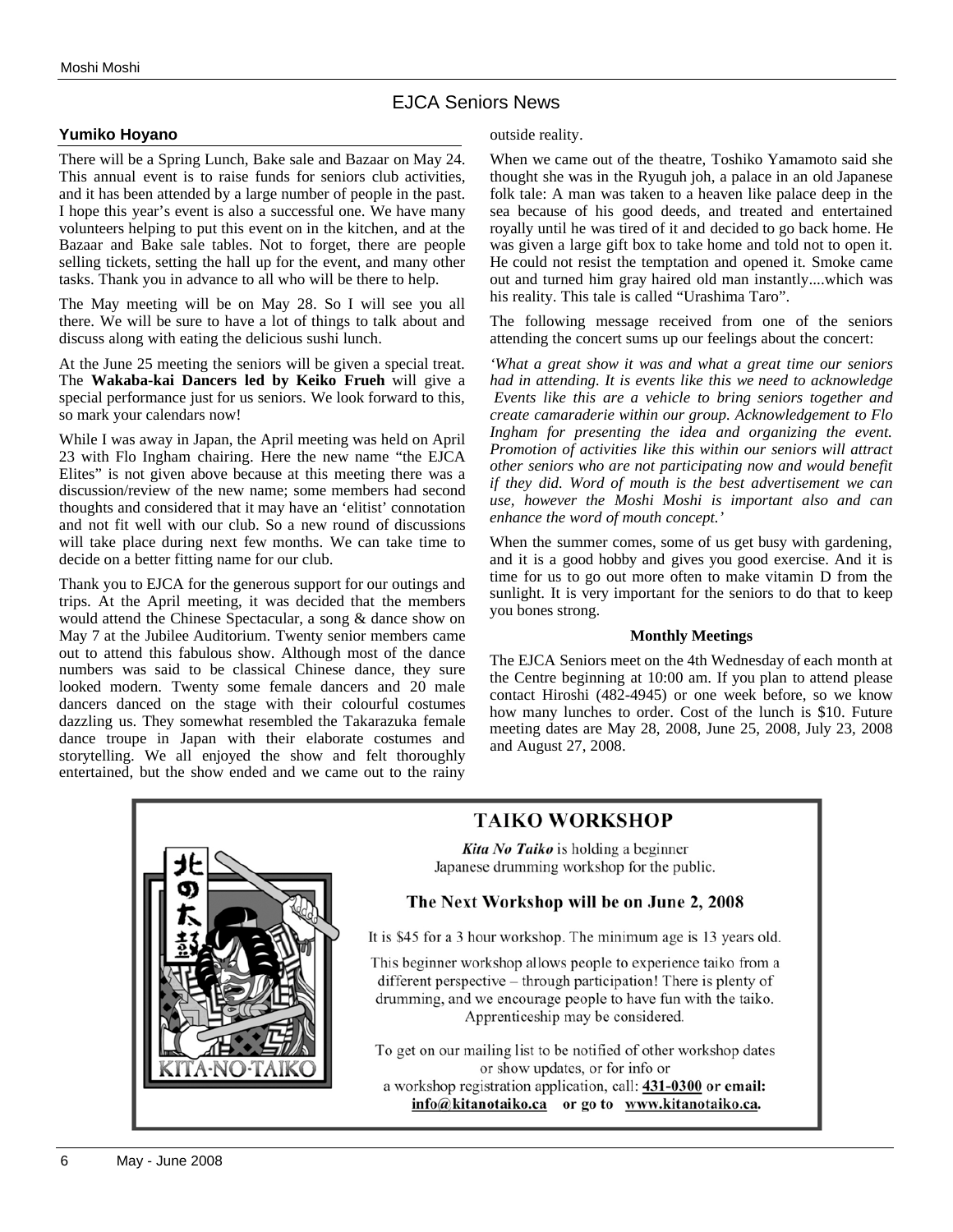## EJCA Seniors News

### Yumiko Hoyano

There will be a Spring Lunch, Bake sale and Bazaar on May 24. This annual event is to raise funds for seniors club activities, and it has been attended by a large number of people in the past. I hope this year's event is also a successful one. We have many volunteers helping to put this event on in the kitchen, and at the Bazaar and Bake sale tables. Not to forget, there are people selling tickets, setting the hall up for the event, and many other tasks. Thank you in advance to all who will be there to help.

The May meeting will be on May 28. So I will see you all there. We will be sure to have a lot of things to talk about and discuss along with eating the delicious sushi lunch.

At the June 25 meeting the seniors will be given a special treat. The **Wakaba-kai Dancers led by Keiko Frueh** will give a special performance just for us seniors. We look forward to this, so mark your calendars now!

While I was away in Japan, the April meeting was held on April 23 with Flo Ingham chairing. Here the new name "the EJCA Elites" is not given above because at this meeting there was a discussion/review of the new name; some members had second thoughts and considered that it may have an 'elitist' connotation and not fit well with our club. So a new round of discussions will take place during next few months. We can take time to decide on a better fitting name for our club.

Thank you to EJCA for the generous support for our outings and trips. At the April meeting, it was decided that the members would attend the Chinese Spectacular, a song & dance show on May 7 at the Jubilee Auditorium. Twenty senior members came out to attend this fabulous show. Although most of the dance numbers was said to be classical Chinese dance, they sure looked modern. Twenty some female dancers and 20 male dancers danced on the stage with their colourful costumes dazzling us. They somewhat resembled the Takarazuka female dance troupe in Japan with their elaborate costumes and storytelling. We all enjoyed the show and felt thoroughly entertained, but the show ended and we came out to the rainy outside reality.

When we came out of the theatre, Toshiko Yamamoto said she thought she was in the Ryuguh joh, a palace in an old Japanese folk tale: A man was taken to a heaven like palace deep in the sea because of his good deeds, and treated and entertained royally until he was tired of it and decided to go back home. He was given a large gift box to take home and told not to open it. He could not resist the temptation and opened it. Smoke came out and turned him gray haired old man instantly....which was his reality. This tale is called "Urashima Taro".

The following message received from one of the seniors attending the concert sums up our feelings about the concert:

*'What a great show it was and what a great time our seniors had in attending. It is events like this we need to acknowledge Events like this are a vehicle to bring seniors together and create camaraderie within our group. Acknowledgement to Flo Ingham for presenting the idea and organizing the event. Promotion of activities like this within our seniors will attract other seniors who are not participating now and would benefit if they did. Word of mouth is the best advertisement we can use, however the Moshi Moshi is important also and can enhance the word of mouth concept.'*

When the summer comes, some of us get busy with gardening, and it is a good hobby and gives you good exercise. And it is time for us to go out more often to make vitamin D from the sunlight. It is very important for the seniors to do that to keep you bones strong.

#### Monthly Meetings

The EJCA Seniors meet on the 4th Wednesday of each month at the Centre beginning at 10:00 am. If you plan to attend please contact Hiroshi (482-4945) or one week before, so we know how many lunches to order. Cost of the lunch is $10. Future meeting dates are May 28, 2008, June 25, 2008, July 23, 2008 and August 27, 2008.

## TAIKO WORKSHOP

***Kita No Taiko*** is holding a beginner Japanese drumming workshop for the public.

### The Next Workshop will be on June 2, 2008

It is $45 for a 3 hour workshop. The minimum age is 13 years old.

This beginner workshop allows people to experience taiko from a different perspective – through participation! There is plenty of drumming, and we encourage people to have fun with the taiko. Apprenticeship may be considered.

To get on our mailing list to be notified of other workshop dates or show updates, or for info or a workshop registration application, call: **431-0300 or email: info@kitanotaiko.ca or go to www.kitanotaiko.ca.**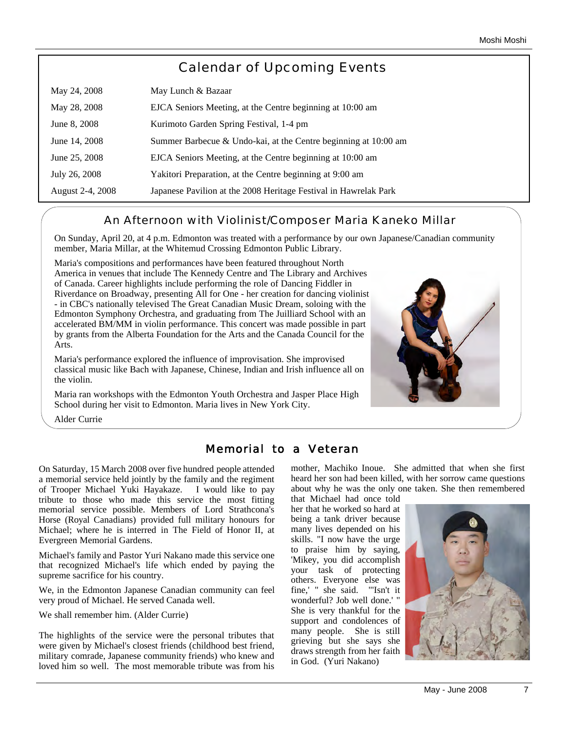## Calendar of Upcoming Events

| | |
|---|---|
| May 24, 2008 | May Lunch & Bazaar |
| May 28, 2008 | EJCA Seniors Meeting, at the Centre beginning at 10:00 am |
| June 8, 2008 | Kurimoto Garden Spring Festival, 1-4 pm |
| June 14, 2008 | Summer Barbecue & Undo-kai, at the Centre beginning at 10:00 am |
| June 25, 2008 | EJCA Seniors Meeting, at the Centre beginning at 10:00 am |
| July 26, 2008 | Yakitori Preparation, at the Centre beginning at 9:00 am |
| August 2-4, 2008 | Japanese Pavilion at the 2008 Heritage Festival in Hawrelak Park |

## An Afternoon with Violinist/Composer Maria Kaneko Millar

On Sunday, April 20, at 4 p.m. Edmonton was treated with a performance by our own Japanese/Canadian community member, Maria Millar, at the Whitemud Crossing Edmonton Public Library.

Maria's compositions and performances have been featured throughout North America in venues that include The Kennedy Centre and The Library and Archives of Canada. Career highlights include performing the role of Dancing Fiddler in Riverdance on Broadway, presenting All for One - her creation for dancing violinist - in CBC's nationally televised The Great Canadian Music Dream, soloing with the Edmonton Symphony Orchestra, and graduating from The Juilliard School with an accelerated BM/MM in violin performance. This concert was made possible in part by grants from the Alberta Foundation for the Arts and the Canada Council for the Arts.

Maria's performance explored the influence of improvisation. She improvised classical music like Bach with Japanese, Chinese, Indian and Irish influence all on the violin.

Maria ran workshops with the Edmonton Youth Orchestra and Jasper Place High School during her visit to Edmonton. Maria lives in New York City.

Alder Currie

## Memorial to a Veteran

On Saturday, 15 March 2008 over five hundred people attended a memorial service held jointly by the family and the regiment of Trooper Michael Yuki Hayakaze. I would like to pay tribute to those who made this service the most fitting memorial service possible. Members of Lord Strathcona's Horse (Royal Canadians) provided full military honours for Michael; where he is interred in The Field of Honor II, at Evergreen Memorial Gardens.

Michael's family and Pastor Yuri Nakano made this service one that recognized Michael's life which ended by paying the supreme sacrifice for his country.

We, in the Edmonton Japanese Canadian community can feel very proud of Michael. He served Canada well.

We shall remember him. (Alder Currie)

The highlights of the service were the personal tributes that were given by Michael's closest friends (childhood best friend, military comrade, Japanese community friends) who knew and loved him so well. The most memorable tribute was from his mother, Machiko Inoue. She admitted that when she first heard her son had been killed, with her sorrow came questions about why he was the only one taken. She then remembered that Michael had once told her that he worked so hard at being a tank driver because many lives depended on his skills. "I now have the urge to praise him by saying, 'Mikey, you did accomplish your task of protecting others. Everyone else was fine,' " she said. "'Isn't it wonderful? Job well done.' " She is very thankful for the support and condolences of many people. She is still grieving but she says she draws strength from her faith in God. (Yuri Nakano)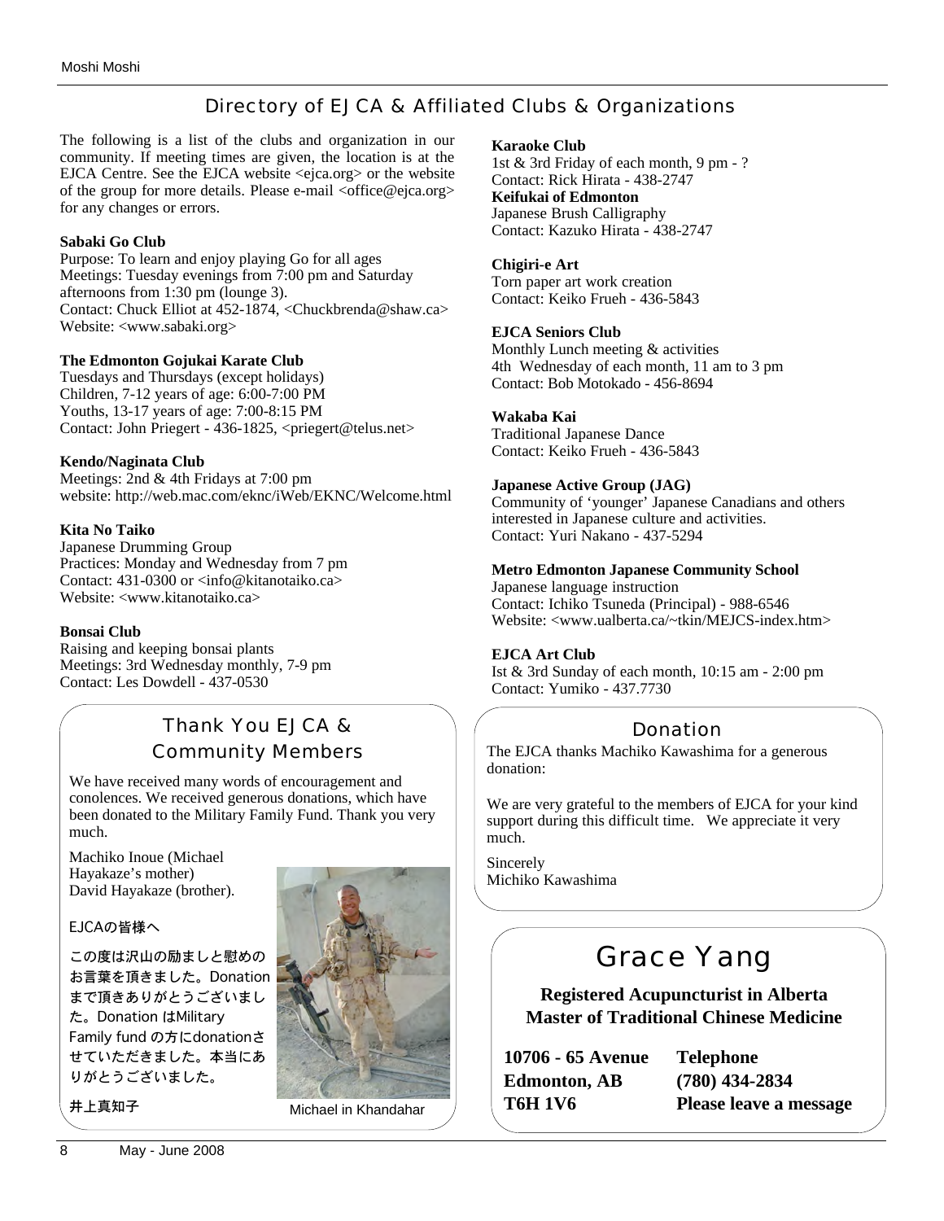## Directory of EJCA & Affiliated Clubs & Organizations

The following is a list of the clubs and organization in our community. If meeting times are given, the location is at the EJCA Centre. See the EJCA website <ejca.org> or the website of the group for more details. Please e-mail <office@ejca.org> for any changes or errors.

**Sabaki Go Club**
Purpose: To learn and enjoy playing Go for all ages
Meetings: Tuesday evenings from 7:00 pm and Saturday afternoons from 1:30 pm (lounge 3).
Contact: Chuck Elliot at 452-1874, <Chuckbrenda@shaw.ca>
Website: <www.sabaki.org>

**The Edmonton Gojukai Karate Club**
Tuesdays and Thursdays (except holidays)
Children, 7-12 years of age: 6:00-7:00 PM
Youths, 13-17 years of age: 7:00-8:15 PM
Contact: John Priegert - 436-1825, <priegert@telus.net>

**Kendo/Naginata Club**
Meetings: 2nd & 4th Fridays at 7:00 pm
website: http://web.mac.com/eknc/iWeb/EKNC/Welcome.html

**Kita No Taiko**
Japanese Drumming Group
Practices: Monday and Wednesday from 7 pm
Contact: 431-0300 or <info@kitanotaiko.ca>
Website: <www.kitanotaiko.ca>

**Bonsai Club**
Raising and keeping bonsai plants
Meetings: 3rd Wednesday monthly, 7-9 pm
Contact: Les Dowdell - 437-0530

**Karaoke Club**
1st & 3rd Friday of each month, 9 pm - ?
Contact: Rick Hirata - 438-2747

**Keifukai of Edmonton**
Japanese Brush Calligraphy
Contact: Kazuko Hirata - 438-2747

**Chigiri-e Art**
Torn paper art work creation
Contact: Keiko Frueh - 436-5843

**EJCA Seniors Club**
Monthly Lunch meeting & activities
4th Wednesday of each month, 11 am to 3 pm
Contact: Bob Motokado - 456-8694

**Wakaba Kai**
Traditional Japanese Dance
Contact: Keiko Frueh - 436-5843

**Japanese Active Group (JAG)**
Community of 'younger' Japanese Canadians and others interested in Japanese culture and activities.
Contact: Yuri Nakano - 437-5294

**Metro Edmonton Japanese Community School**
Japanese language instruction
Contact: Ichiko Tsuneda (Principal) - 988-6546
Website: <www.ualberta.ca/~tkin/MEJCS-index.htm>

**EJCA Art Club**
Ist & 3rd Sunday of each month, 10:15 am - 2:00 pm
Contact: Yumiko - 437.7730

## Thank You EJCA & Community Members

We have received many words of encouragement and conolences. We received generous donations, which have been donated to the Military Family Fund. Thank you very much.

Machiko Inoue (Michael Hayakaze's mother)
David Hayakaze (brother).

EJCAの皆様へ

この度は沢山の励ましと慰めのお言葉を頂きました。Donationまで頂きありがとうございました。Donation はMilitary Family fund の方にdonationさせていただきました。本当にありがとうございました。

井上真知子

Michael in Khandahar

## Donation

The EJCA thanks Machiko Kawashima for a generous donation:

We are very grateful to the members of EJCA for your kind support during this difficult time. We appreciate it very much.

Sincerely
Michiko Kawashima

# Grace Yang

**Registered Acupuncturist in Alberta**
**Master of Traditional Chinese Medicine**

**10706 - 65 Avenue**
**Edmonton, AB**
**T6H 1V6**

**Telephone**
**(780) 434-2834**
**Please leave a message**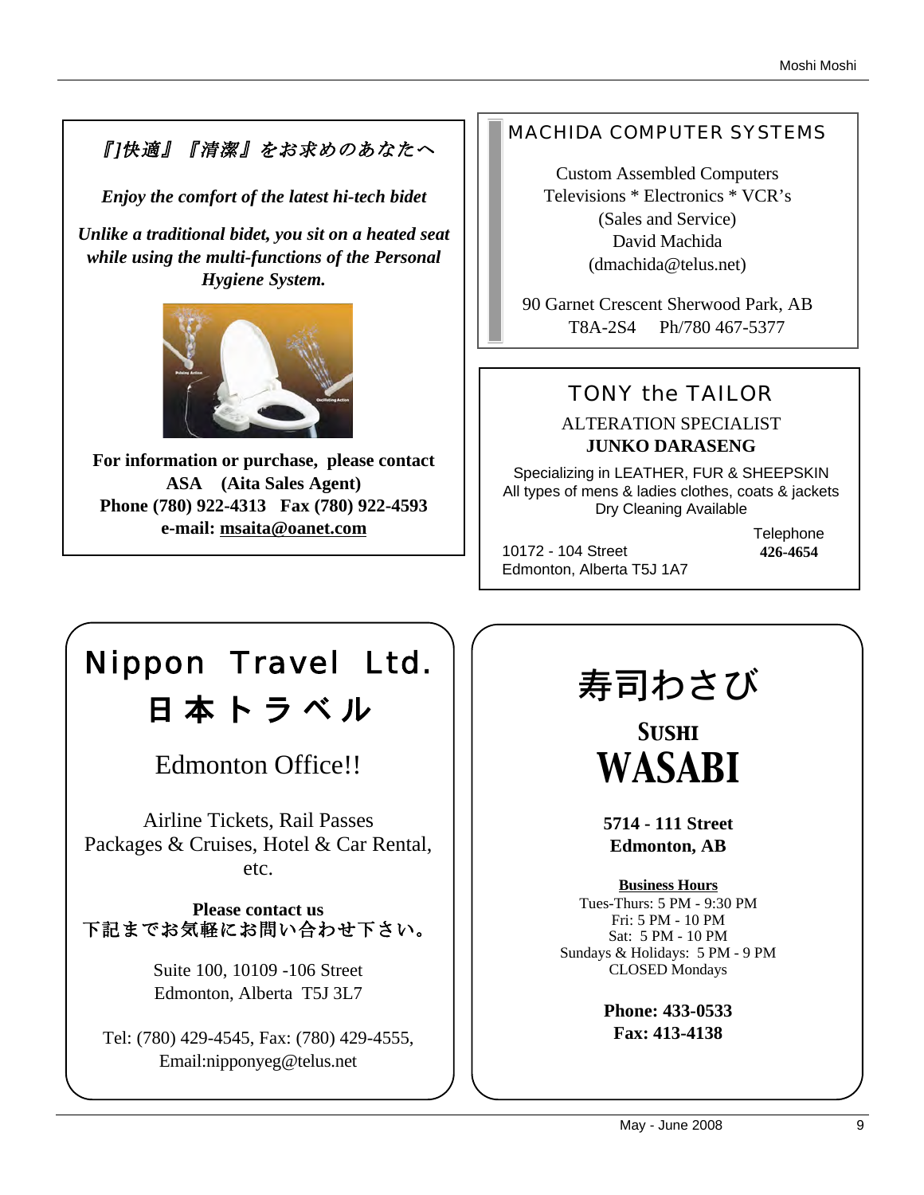*『]快適』『清潔』をお求めのあなたへ*

***Enjoy the comfort of the latest hi-tech bidet***

***Unlike a traditional bidet, you sit on a heated seat while using the multi-functions of the Personal Hygiene System.***

**For information or purchase, please contact ASA (Aita Sales Agent)**
**Phone (780) 922-4313 Fax (780) 922-4593**
**e-mail: msaita@oanet.com**

---

## MACHIDA COMPUTER SYSTEMS

Custom Assembled Computers
Televisions * Electronics * VCR's
(Sales and Service)
David Machida
(dmachida@telus.net)

90 Garnet Crescent Sherwood Park, AB
T8A-2S4 Ph/780 467-5377

---

## TONY the TAILOR

ALTERATION SPECIALIST
**JUNKO DARASENG**

Specializing in LEATHER, FUR & SHEEPSKIN
All types of mens & ladies clothes, coats & jackets
Dry Cleaning Available

10172 - 104 Street
Edmonton, Alberta T5J 1A7

Telephone
**426-4654**

---

# Nippon Travel Ltd.
# 日本トラベル

Edmonton Office!!

Airline Tickets, Rail Passes
Packages & Cruises, Hotel & Car Rental, etc.

**Please contact us**
下記までお気軽にお問い合わせ下さい。

Suite 100, 10109 -106 Street
Edmonton, Alberta T5J 3L7

Tel: (780) 429-4545, Fax: (780) 429-4555,
Email:nipponyeg@telus.net

---

# 寿司わさび

# SUSHI WASABI

**5714 - 111 Street**
**Edmonton, AB**

**Business Hours**
Tues-Thurs: 5 PM - 9:30 PM
Fri: 5 PM - 10 PM
Sat: 5 PM - 10 PM
Sundays & Holidays: 5 PM - 9 PM
CLOSED Mondays

**Phone: 433-0533**
**Fax: 413-4138**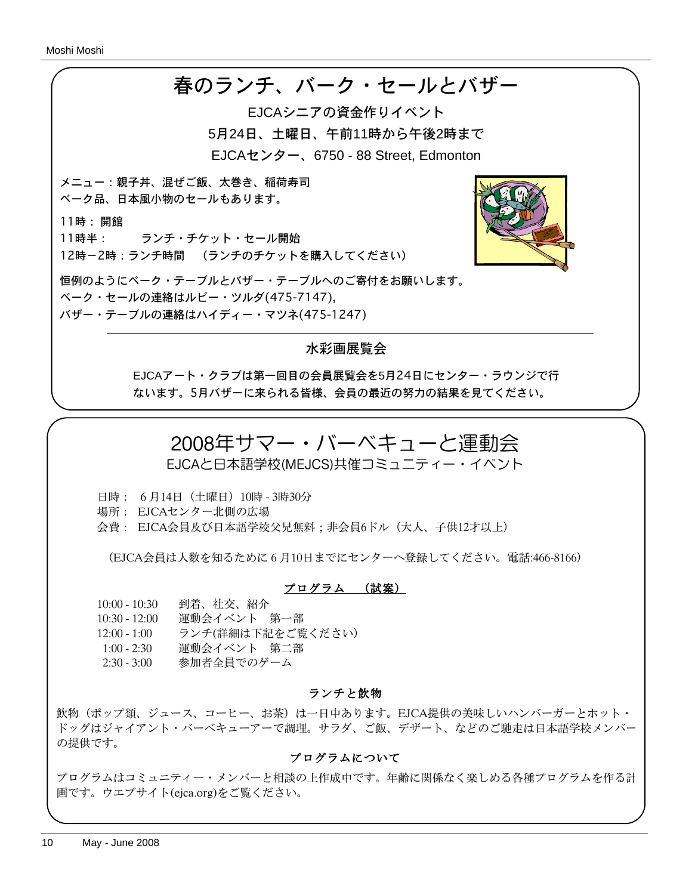# 春のランチ、バーク・セールとバザー

EJCAシニアの資金作りイベント

5月24日、土曜日、午前11時から午後2時まで

EJCAセンター、6750 - 88 Street, Edmonton

メニュー：親子丼、混ぜご飯、太巻き、稲荷寿司
ベーク品、日本風小物のセールもあります。

11時： 開館
11時半：　　ランチ・チケット・セール開始
12時－2時：ランチ時間　（ランチのチケットを購入してください）

恒例のようにベーク・テーブルとバザー・テーブルへのご寄付をお願いします。
ベーク・セールの連絡はルビー・ツルダ(475-7147),
バザー・テーブルの連絡はハイディー・マツネ(475-1247)

## 水彩画展覧会

EJCAアート・クラブは第一回目の会員展覧会を5月24日にセンター・ラウンジで行ないます。5月バザーに来られる皆様、会員の最近の努力の結果を見てください。

# 2008年サマー・バーベキューと運動会

EJCAと日本語学校(MEJCS)共催コミュニティー・イベント

日時：６月14日（土曜日）10時 - 3時30分
場所：EJCAセンター北側の広場
会費：EJCA会員及び日本語学校父兄無料；非会員6ドル（大人、子供12才以上）

（EJCA会員は人数を知るために６月10日までにセンターへ登録してください。電話:466-8166）

## プログラム　（試案）

| | |
|---|---|
| 10:00 - 10:30 | 到着、社交、紹介 |
| 10:30 - 12:00 | 運動会イベント　第一部 |
| 12:00 - 1:00 | ランチ(詳細は下記をご覧ください) |
| 1:00 - 2:30 | 運動会イベント　第二部 |
| 2:30 - 3:00 | 参加者全員でのゲーム |

## ランチと飲物

飲物（ポップ類、ジュース、コーヒー、お茶）は一日中あります。EJCA提供の美味しいハンバーガーとホット・ドッグはジャイアント・バーベキューアーで調理。サラダ、ご飯、デザート、などのご馳走は日本語学校メンバーの提供です。

## プログラムについて

プログラムはコミュニティー・メンバーと相談の上作成中です。年齢に関係なく楽しめる各種プログラムを作る計画です。ウエブサイト(ejca.org)をご覧ください。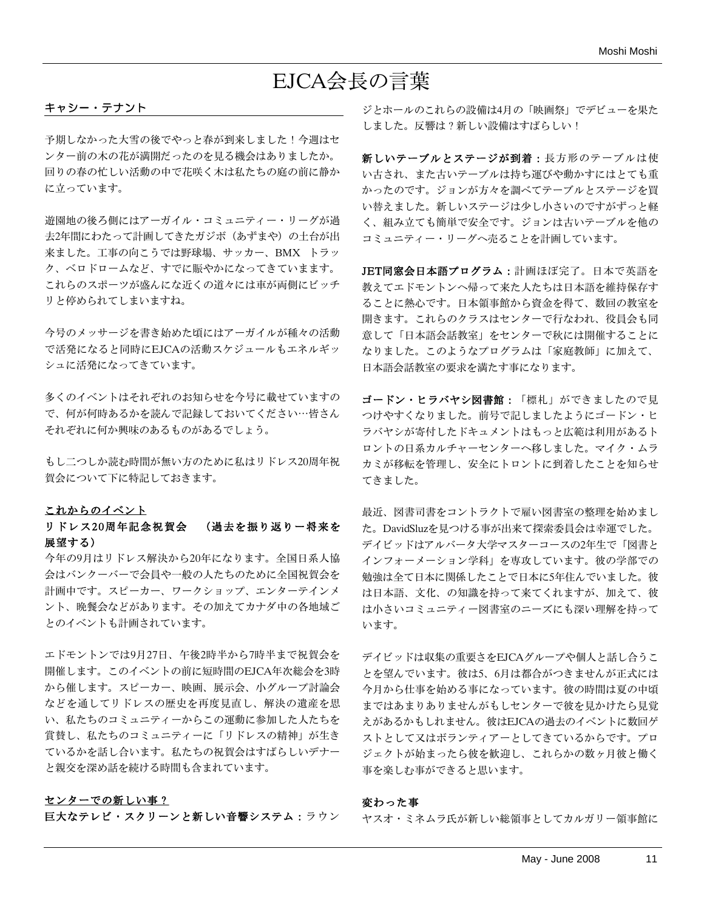# EJCA会長の言葉

**キャシー・テナント**

予期しなかった大雪の後でやっと春が到来しました！今週はセンター前の木の花が満開だったのを見る機会はありましたか。回りの春の忙しい活動の中で花咲く木は私たちの庭の前に静かに立っています。

遊園地の後ろ側にはアーガイル・コミュニティー・リーグが過去2年間にわたって計画してきたガジボ（あずまや）の土台が出来ました。工事の向こうでは野球場、サッカー、BMX トラック、ベロドロームなど、すでに賑やかになってきていまます。これらのスポーツが盛んになる近くの道々には車が両側にビッチリと停められてしまいますね。

今号のメッサージを書き始めた頃にはアーガイルが種々の活動で活発になると同時にEJCAの活動スケジュールもエネルギッシュに活発になってきています。

多くのイベントはそれぞれのお知らせを今号に載せていますので、何が何時あるかを読んで記録しておいてください…皆さんそれぞれに何か興味のあるものがあるでしょう。

もし二つしか読む時間が無い方のために私はリドレス20周年祝賀会について下に特記しておきます。

**これからのイベント**

**リドレス20周年記念祝賀会　（過去を振り返りー将来を展望する）**

今年の9月はリドレス解決から20年になります。全国日系人協会はバンクーバーで会員や一般の人たちのために全国祝賀会を計画中です。スピーカー、ワークショップ、エンターテインメント、晩餐会などがあります。その加えてカナダ中の各地域ごとのイベントも計画されています。

エドモントンでは9月27日、午後2時半から7時半まで祝賀会を開催します。このイベントの前に短時間のEJCA年次総会を3時から催します。スピーカー、映画、展示会、小グループ討論会などを通してリドレスの歴史を再度見直し、解決の遺産を思い、私たちのコミュニティーからこの運動に参加した人たちを賞賛し、私たちのコミュニティーに「リドレスの精神」が生きているかを話し合います。私たちの祝賀会はすばらしいデナーと親交を深め話を続ける時間も含まれています。

**センターでの新しい事？**

**巨大なテレビ・スクリーンと新しい音響システム：**ラウンジとホールのこれらの設備は4月の「映画祭」でデビューを果たしました。反響は？新しい設備はすばらしい！

**新しいテーブルとステージが到着：**長方形のテーブルは使い古され、また古いテーブルは持ち運びや動かすにはとても重かったのです。ジョンが方々を調べてテーブルとステージを買い替えました。新しいステージは少し小さいのですがずっと軽く、組み立ても簡単で安全です。ジョンは古いテーブルを他のコミュニティー・リーグへ売ることを計画しています。

**JET同窓会日本語プログラム：**計画ほぼ完了。日本で英語を教えてエドモントンへ帰って来た人たちは日本語を維持保存することに熱心です。日本領事館から資金を得て、数回の教室を開きます。これらのクラスはセンターで行なわれ、役員会も同意して「日本語会話教室」をセンターで秋には開催することになりました。このようなプログラムは「家庭教師」に加えて、日本語会話教室の要求を満たす事になります。

**ゴードン・ヒラバヤシ図書館：**「標札」ができましたので見つけやすくなりました。前号で記しましたようにゴードン・ヒラバヤシが寄付したドキュメントはもっと広範は利用があるトロントの日系カルチャーセンターへ移しました。マイク・ムラカミが移転を管理し、安全にトロントに到着したことを知らせてきました。

最近、図書司書をコントラクトで雇い図書室の整理を始めました。DavidSluzを見つける事が出来て探索委員会は幸運でした。デイビッドはアルバータ大学マスターコースの2年生で「図書とインフォーメーション学科」を専攻しています。彼の学部での勉強は全て日本に関係したことで日本に5年住んでいました。彼は日本語、文化、の知識を持って来てくれますが、加えて、彼は小さいコミュニティー図書室のニーズにも深い理解を持っています。

デイビッドは収集の重要さをEJCAグループや個人と話し合うことを望んでいます。彼は5、6月は都合がつきませんが正式には今月から仕事を始める事になっています。彼の時間は夏の中頃まではあまりありませんがもしセンターで彼を見かけたら見覚えがあるかもしれません。彼はEJCAの過去のイベントに数回ゲストとして又はボランティアーとしてきているからです。プロジェクトが始まったら彼を歓迎し、これらかの数ヶ月彼と働く事を楽しむ事ができると思います。

**変わった事**

ヤスオ・ミネムラ氏が新しい総領事としてカルガリー領事館に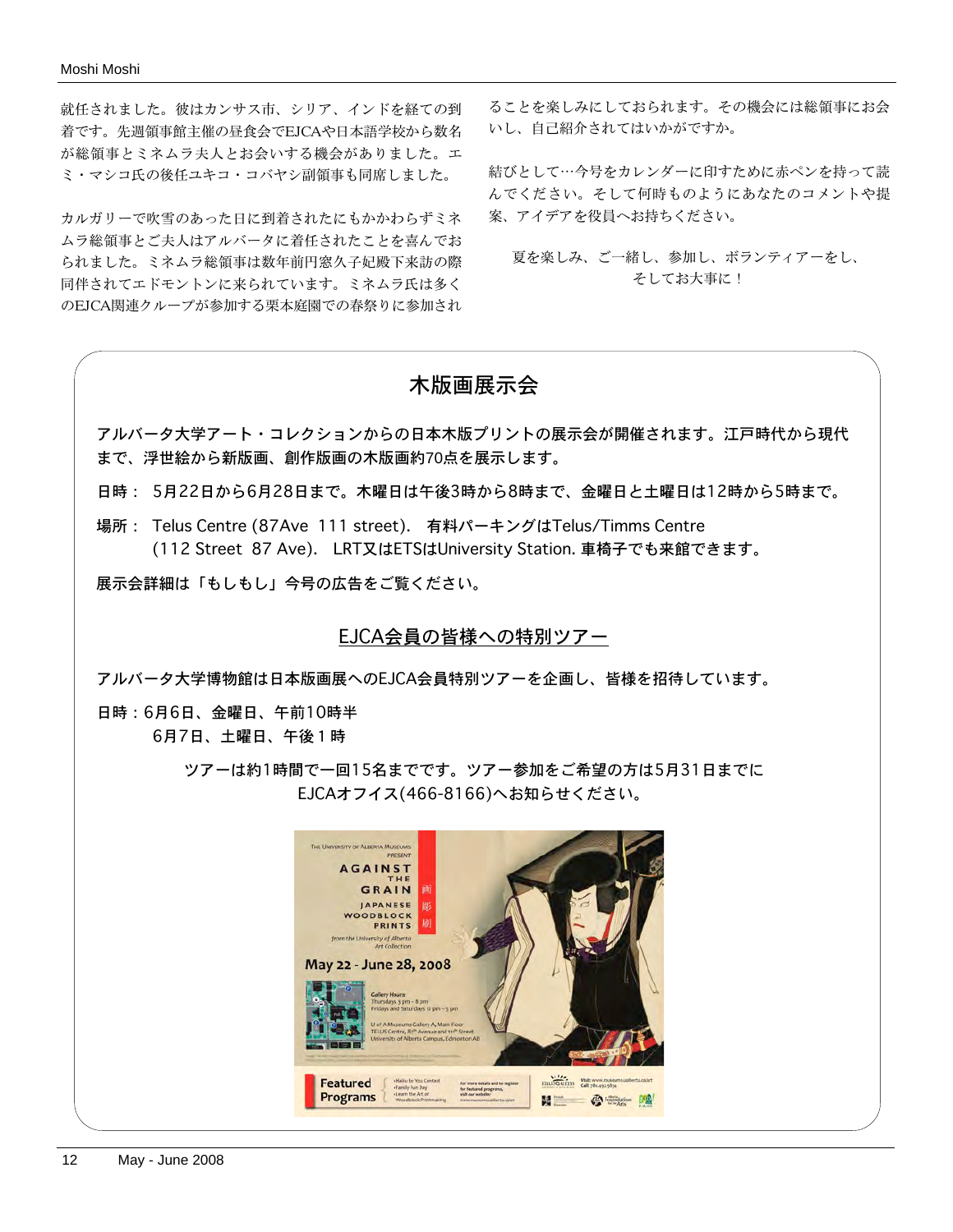就任されました。彼はカンサス市、シリア、インドを経ての到着です。先週領事館主催の昼食会でEJCAや日本語学校から数名が総領事とミネムラ夫人とお会いする機会がありました。エミ・マシコ氏の後任ユキコ・コバヤシ副領事も同席しました。

カルガリーで吹雪のあった日に到着されたにもかかわらずミネムラ総領事とご夫人はアルバータに着任されたことを喜んでおられました。ミネムラ総領事は数年前円窓久子妃殿下来訪の際同伴されてエドモントンに来られています。ミネムラ氏は多くのEJCA関連クループが参加する栗木庭園での春祭りに参加されることを楽しみにしておられます。その機会には総領事にお会いし、自己紹介されてはいかがですか。

結びとして…今号をカレンダーに印すために赤ペンを持って読んでください。そして何時ものようにあなたのコメントや提案、アイデアを役員へお持ちください。

夏を楽しみ、ご一緒し、参加し、ボランティアーをし、
そしてお大事に！

## 木版画展示会

アルバータ大学アート・コレクションからの日本木版プリントの展示会が開催されます。江戸時代から現代まで、浮世絵から新版画、創作版画の木版画約70点を展示します。

日時： 5月22日から6月28日まで。木曜日は午後3時から8時まで、金曜日と土曜日は12時から5時まで。

場所： Telus Centre (87Ave 111 street). 有料パーキングはTelus/Timms Centre (112 Street 87 Ave). LRT又はETSはUniversity Station. 車椅子でも来館できます。

展示会詳細は「もしもし」今号の広告をご覧ください。

### EJCA会員の皆様への特別ツアー

アルバータ大学博物館は日本版画展へのEJCA会員特別ツアーを企画し、皆様を招待しています。

日時：6月6日、金曜日、午前10時半
6月7日、土曜日、午後１時

ツアーは約1時間で一回15名までです。ツアー参加をご希望の方は5月31日までにEJCAオフイス(466-8166)へお知らせください。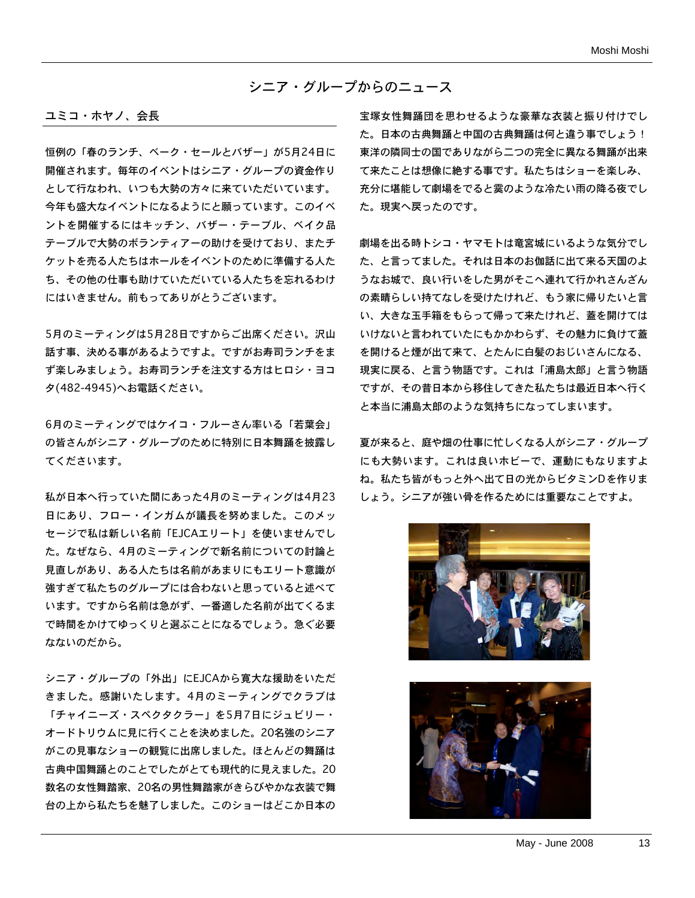# シニア・グループからのニュース

## ユミコ・ホヤノ、会長

恒例の「春のランチ、ベーク・セールとバザー」が5月24日に開催されます。毎年のイベントはシニア・グループの資金作りとして行なわれ、いつも大勢の方々に来ていただいています。今年も盛大なイベントになるようにと願っています。このイベントを開催するにはキッチン、バザー・テーブル、ベイク品テーブルで大勢のボランティアーの助けを受けており、またチケットを売る人たちはホールをイベントのために準備する人たち、その他の仕事も助けていただいている人たちを忘れるわけにはいきません。前もってありがとうございます。

5月のミーティングは5月28日ですからご出席ください。沢山話す事、決める事があるようですよ。ですがお寿司ランチをまず楽しみましょう。お寿司ランチを注文する方はヒロシ・ヨコタ(482-4945)へお電話ください。

6月のミーティングではケイコ・フルーさん率いる「若葉会」の皆さんがシニア・グループのために特別に日本舞踊を披露してくださいます。

私が日本へ行っていた間にあった4月のミーティングは4月23日にあり、フロー・インガムが議長を努めました。このメッセージで私は新しい名前「EJCAエリート」を使いませんでした。なぜなら、4月のミーティングで新名前についての討論と見直しがあり、ある人たちは名前があまりにもエリート意識が強すぎて私たちのグループには合わないと思っていると述べています。ですから名前は急がず、一番適した名前が出てくるまで時間をかけてゆっくりと選ぶことになるでしょう。急ぐ必要ないのだから。

シニア・グループの「外出」にEJCAから寛大な援助をいただきました。感謝いたします。4月のミーティングでクラブは「チャイニーズ・スペクタクラー」を5月7日にジュビリー・オードトリウムに見に行くことを決めました。20名強のシニアがこの見事なショーの観覧に出席しました。ほとんどの舞踊は古典中国舞踊とのことでしたがとても現代的に見えました。20数名の女性舞踏家、20名の男性舞踏家がきらびやかな衣装で舞台の上から私たちを魅了しました。このショーはどこか日本の宝塚女性舞踊団を思わせるような豪華な衣装と振り付けでした。日本の古典舞踊と中国の古典舞踊は何と違う事でしょう！東洋の隣同士の国でありながら二つの完全に異なる舞踊が出来て来たことは想像に絶する事です。私たちはショーを楽しみ、充分に堪能して劇場をでると霙のような冷たい雨の降る夜でした。現実へ戻ったのです。

劇場を出る時トシコ・ヤマモトは竜宮城にいるような気分でした、と言ってました。それは日本のお伽話に出て来る天国のようなお城で、良い行いをした男がそこへ連れて行かれさんざんの素晴らしい持てなしを受けたけれど、もう家に帰りたいと言い、大きな玉手箱をもらって帰って来たけれど、蓋を開けてはいけないと言われていたにもかかわらず、その魅力に負けて蓋を開けると煙が出て来て、とたんに白髪のおじいさんになる、現実に戻る、と言う物語です。これは「浦島太郎」と言う物語ですが、その昔日本から移住してきた私たちは最近日本へ行くと本当に浦島太郎のような気持ちになってしまいます。

夏が来ると、庭や畑の仕事に忙しくなる人がシニア・グループにも大勢います。これは良いホビーで、運動にもなりますよね。私たち皆がもっと外へ出て日の光からビタミンDを作りましょう。シニアが強い骨を作るためには重要なことですよ。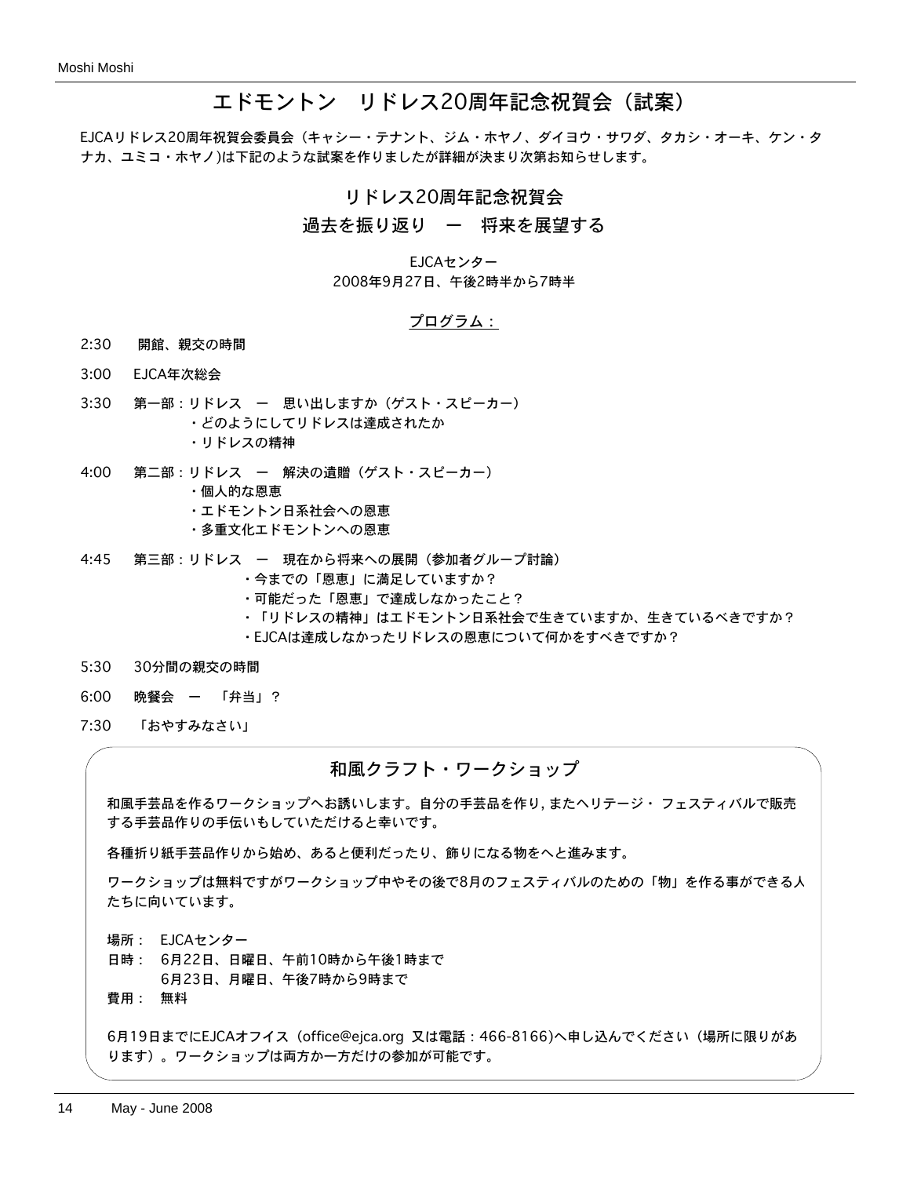# エドモントン　リドレス20周年記念祝賀会（試案）

EJCAリドレス20周年祝賀会委員会（キャシー・テナント、ジム・ホヤノ、ダイヨウ・サワダ、タカシ・オーキ、ケン・タナカ、ユミコ・ホヤノ)は下記のような試案を作りましたが詳細が決まり次第お知らせします。

## リドレス20周年記念祝賀会

## 過去を振り返り　ー　将来を展望する

EJCAセンター
2008年9月27日、午後2時半から7時半

プログラム：

2:30　開館、親交の時間

3:00　EJCA年次総会

3:30　第一部：リドレス　ー　思い出しますか（ゲスト・スピーカー）
- ・どのようにしてリドレスは達成されたか
- ・リドレスの精神

4:00　第二部：リドレス　ー　解決の遺贈（ゲスト・スピーカー）
- ・個人的な恩恵
- ・エドモントン日系社会への恩恵
- ・多重文化エドモントンへの恩恵

4:45　第三部：リドレス　ー　現在から将来への展開（参加者グループ討論）
- ・今までの「恩恵」に満足していますか？
- ・可能だった「恩恵」で達成しなかったこと？
- ・「リドレスの精神」はエドモントン日系社会で生きていますか、生きているべきですか？
- ・EJCAは達成しなかったリドレスの恩恵について何かをすべきですか？

5:30　30分間の親交の時間

6:00　晩餐会　ー　「弁当」？

7:30　「おやすみなさい」

## 和風クラフト・ワークショップ

和風手芸品を作るワークショップへお誘いします。自分の手芸品を作り, またヘリテージ・ フェスティバルで販売する手芸品作りの手伝いもしていただけると幸いです。

各種折り紙手芸品作りから始め、あると便利だったり、飾りになる物をへと進みます。

ワークショップは無料ですがワークショップ中やその後で8月のフェスティバルのための「物」を作る事ができる人たちに向いています。

場所：　EJCAセンター
日時：　6月22日、日曜日、午前10時から午後1時まで
　　　　6月23日、月曜日、午後7時から9時まで
費用：　無料

6月19日までにEJCAオフイス（office@ejca.org 又は電話：466-8166)へ申し込んでください（場所に限りがあります）。ワークショップは両方か一方だけの参加が可能です。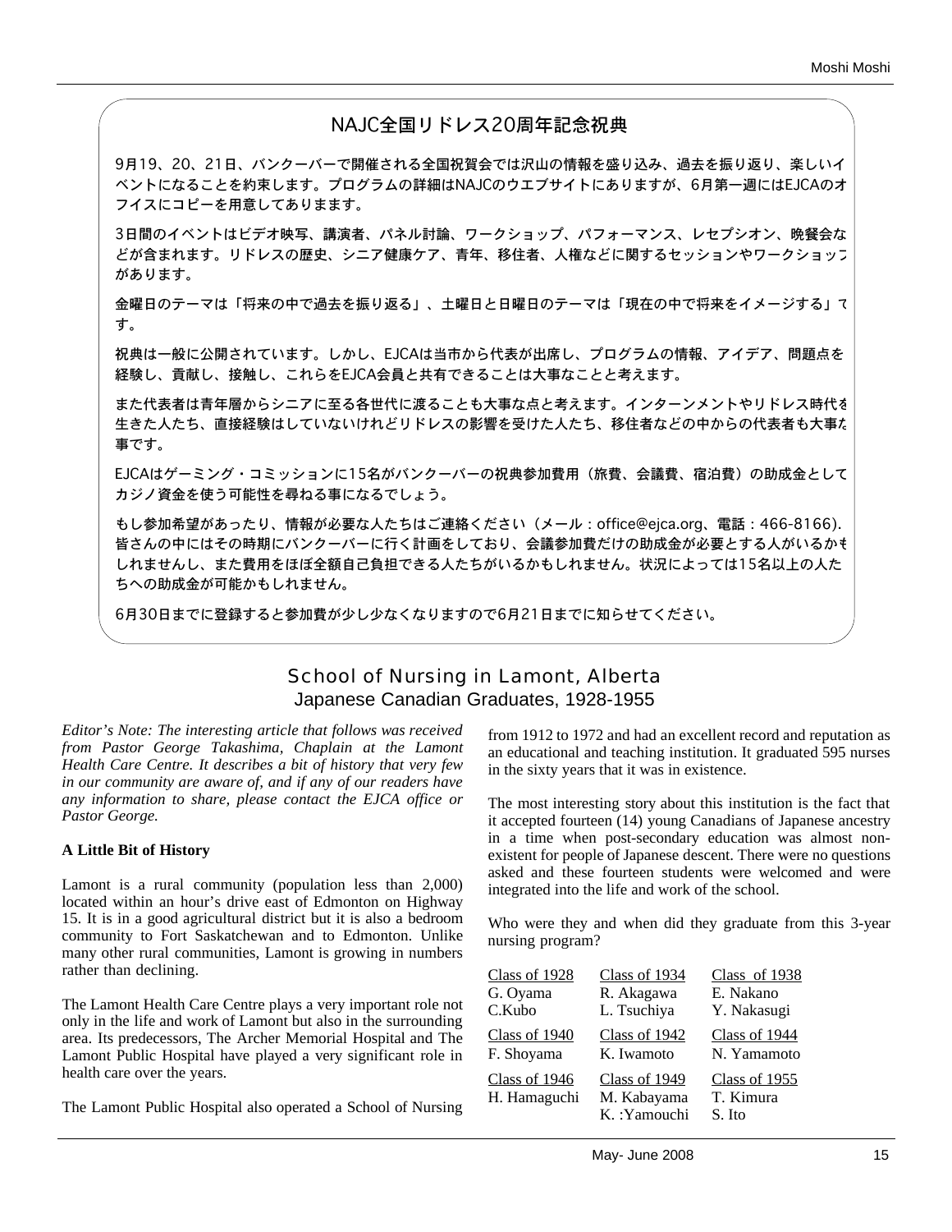## NAJC全国リドレス20周年記念祝典

9月19、20、21日、バンクーバーで開催される全国祝賀会では沢山の情報を盛り込み、過去を振り返り、楽しいイベントになることを約束します。プログラムの詳細はNAJCのウエブサイトにありますが、6月第一週にはEJCAのオフイスにコピーを用意してありまます。

3日間のイベントはビデオ映写、講演者、パネル討論、ワークショップ、パフォーマンス、レセプシオン、晩餐会などが含まれます。リドレスの歴史、シニア健康ケア、青年、移住者、人権などに関するセッションやワークショップがあります。

金曜日のテーマは「将来の中で過去を振り返る」、土曜日と日曜日のテーマは「現在の中で将来をイメージする」です。

祝典は一般に公開されています。しかし、EJCAは当市から代表が出席し、プログラムの情報、アイデア、問題点を経験し、貢献し、接触し、これらをEJCA会員と共有できることは大事なことと考えます。

また代表者は青年層からシニアに至る各世代に渡ることも大事な点と考えます。インターンメントやリドレス時代を生きた人たち、直接経験はしていないけれどリドレスの影響を受けた人たち、移住者などの中からの代表者も大事な事です。

EJCAはゲーミング・コミッションに15名がバンクーバーの祝典参加費用（旅費、会議費、宿泊費）の助成金としてカジノ資金を使う可能性を尋ねる事になるでしょう。

もし参加希望があったり、情報が必要な人たちはご連絡ください（メール：office@ejca.org、電話：466-8166）. 皆さんの中にはその時期にバンクーバーに行く計画をしており、会議参加費だけの助成金が必要とする人がいるかもしれませんし、また費用をほぼ全額自己負担できる人たちがいるかもしれません。状況によっては15名以上の人たちへの助成金が可能かもしれません。

6月30日までに登録すると参加費が少し少なくなりますので6月21日までに知らせてください。

## School of Nursing in Lamont, Alberta
### Japanese Canadian Graduates, 1928-1955

*Editor's Note: The interesting article that follows was received from Pastor George Takashima, Chaplain at the Lamont Health Care Centre. It describes a bit of history that very few in our community are aware of, and if any of our readers have any information to share, please contact the EJCA office or Pastor George.*

**A Little Bit of History**

Lamont is a rural community (population less than 2,000) located within an hour's drive east of Edmonton on Highway 15. It is in a good agricultural district but it is also a bedroom community to Fort Saskatchewan and to Edmonton. Unlike many other rural communities, Lamont is growing in numbers rather than declining.

The Lamont Health Care Centre plays a very important role not only in the life and work of Lamont but also in the surrounding area. Its predecessors, The Archer Memorial Hospital and The Lamont Public Hospital have played a very significant role in health care over the years.

The Lamont Public Hospital also operated a School of Nursing from 1912 to 1972 and had an excellent record and reputation as an educational and teaching institution. It graduated 595 nurses in the sixty years that it was in existence.

The most interesting story about this institution is the fact that it accepted fourteen (14) young Canadians of Japanese ancestry in a time when post-secondary education was almost non-existent for people of Japanese descent. There were no questions asked and these fourteen students were welcomed and were integrated into the life and work of the school.

Who were they and when did they graduate from this 3-year nursing program?

| Class of 1928 | Class of 1934 | Class of 1938 |
|---|---|---|
| G. Oyama | R. Akagawa | E. Nakano |
| C.Kubo | L. Tsuchiya | Y. Nakasugi |
| **Class of 1940** | **Class of 1942** | **Class of 1944** |
| F. Shoyama | K. Iwamoto | N. Yamamoto |
| **Class of 1946** | **Class of 1949** | **Class of 1955** |
| H. Hamaguchi | M. Kabayama | T. Kimura |
| | K. :Yamouchi | S. Ito |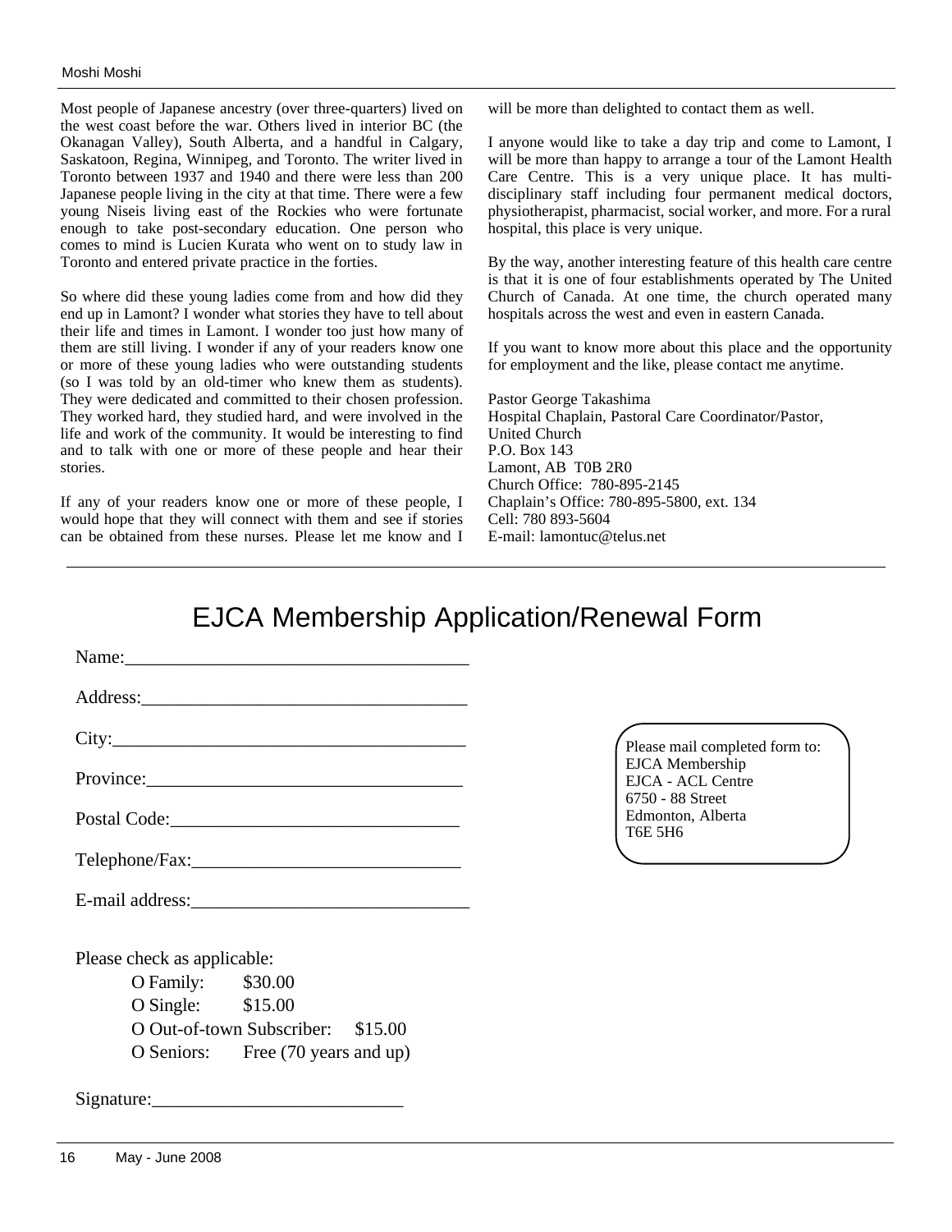Most people of Japanese ancestry (over three-quarters) lived on the west coast before the war. Others lived in interior BC (the Okanagan Valley), South Alberta, and a handful in Calgary, Saskatoon, Regina, Winnipeg, and Toronto. The writer lived in Toronto between 1937 and 1940 and there were less than 200 Japanese people living in the city at that time. There were a few young Niseis living east of the Rockies who were fortunate enough to take post-secondary education. One person who comes to mind is Lucien Kurata who went on to study law in Toronto and entered private practice in the forties.

So where did these young ladies come from and how did they end up in Lamont? I wonder what stories they have to tell about their life and times in Lamont. I wonder too just how many of them are still living. I wonder if any of your readers know one or more of these young ladies who were outstanding students (so I was told by an old-timer who knew them as students). They were dedicated and committed to their chosen profession. They worked hard, they studied hard, and were involved in the life and work of the community. It would be interesting to find and to talk with one or more of these people and hear their stories.

If any of your readers know one or more of these people, I would hope that they will connect with them and see if stories can be obtained from these nurses. Please let me know and I will be more than delighted to contact them as well.

I anyone would like to take a day trip and come to Lamont, I will be more than happy to arrange a tour of the Lamont Health Care Centre. This is a very unique place. It has multi-disciplinary staff including four permanent medical doctors, physiotherapist, pharmacist, social worker, and more. For a rural hospital, this place is very unique.

By the way, another interesting feature of this health care centre is that it is one of four establishments operated by The United Church of Canada. At one time, the church operated many hospitals across the west and even in eastern Canada.

If you want to know more about this place and the opportunity for employment and the like, please contact me anytime.

Pastor George Takashima
Hospital Chaplain, Pastoral Care Coordinator/Pastor,
United Church
P.O. Box 143
Lamont, AB T0B 2R0
Church Office: 780-895-2145
Chaplain's Office: 780-895-5800, ext. 134
Cell: 780 893-5604
E-mail: lamontuc@telus.net

---

# EJCA Membership Application/Renewal Form

Name:\_\_\_\_\_\_\_\_\_\_\_\_\_\_\_\_\_\_\_\_\_\_\_\_\_\_\_\_\_\_\_\_\_\_\_\_

Address:\_\_\_\_\_\_\_\_\_\_\_\_\_\_\_\_\_\_\_\_\_\_\_\_\_\_\_\_\_\_\_\_\_\_

City:\_\_\_\_\_\_\_\_\_\_\_\_\_\_\_\_\_\_\_\_\_\_\_\_\_\_\_\_\_\_\_\_\_\_\_\_\_

Province:\_\_\_\_\_\_\_\_\_\_\_\_\_\_\_\_\_\_\_\_\_\_\_\_\_\_\_\_\_\_\_\_\_

Postal Code:\_\_\_\_\_\_\_\_\_\_\_\_\_\_\_\_\_\_\_\_\_\_\_\_\_\_\_\_\_\_

Telephone/Fax:\_\_\_\_\_\_\_\_\_\_\_\_\_\_\_\_\_\_\_\_\_\_\_\_\_\_\_\_

E-mail address:\_\_\_\_\_\_\_\_\_\_\_\_\_\_\_\_\_\_\_\_\_\_\_\_\_\_\_\_\_

Please check as applicable:

- O Family: $30.00
- O Single: $15.00
- O Out-of-town Subscriber: $15.00
- O Seniors: Free (70 years and up)

Signature:\_\_\_\_\_\_\_\_\_\_\_\_\_\_\_\_\_\_\_\_\_\_\_\_\_\_\_

Please mail completed form to:
EJCA Membership
EJCA - ACL Centre
6750 - 88 Street
Edmonton, Alberta
T6E 5H6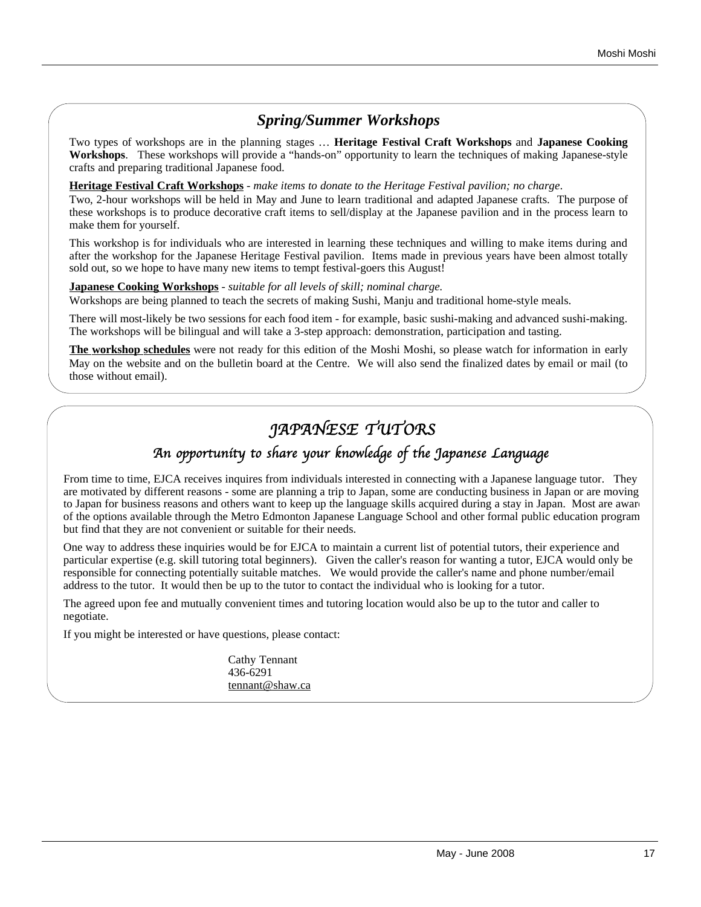## *Spring/Summer Workshops*

Two types of workshops are in the planning stages … **Heritage Festival Craft Workshops** and **Japanese Cooking Workshops**. These workshops will provide a "hands-on" opportunity to learn the techniques of making Japanese-style crafts and preparing traditional Japanese food.

**Heritage Festival Craft Workshops** - *make items to donate to the Heritage Festival pavilion; no charge*.
Two, 2-hour workshops will be held in May and June to learn traditional and adapted Japanese crafts. The purpose of these workshops is to produce decorative craft items to sell/display at the Japanese pavilion and in the process learn to make them for yourself.

This workshop is for individuals who are interested in learning these techniques and willing to make items during and after the workshop for the Japanese Heritage Festival pavilion. Items made in previous years have been almost totally sold out, so we hope to have many new items to tempt festival-goers this August!

**Japanese Cooking Workshops** - *suitable for all levels of skill; nominal charge.*
Workshops are being planned to teach the secrets of making Sushi, Manju and traditional home-style meals.

There will most-likely be two sessions for each food item - for example, basic sushi-making and advanced sushi-making. The workshops will be bilingual and will take a 3-step approach: demonstration, participation and tasting.

**The workshop schedules** were not ready for this edition of the Moshi Moshi, so please watch for information in early May on the website and on the bulletin board at the Centre. We will also send the finalized dates by email or mail (to those without email).

## *JAPANESE TUTORS*

### *An opportunity to share your knowledge of the Japanese Language*

From time to time, EJCA receives inquires from individuals interested in connecting with a Japanese language tutor. They are motivated by different reasons - some are planning a trip to Japan, some are conducting business in Japan or are moving to Japan for business reasons and others want to keep up the language skills acquired during a stay in Japan. Most are aware of the options available through the Metro Edmonton Japanese Language School and other formal public education program but find that they are not convenient or suitable for their needs.

One way to address these inquiries would be for EJCA to maintain a current list of potential tutors, their experience and particular expertise (e.g. skill tutoring total beginners). Given the caller's reason for wanting a tutor, EJCA would only be responsible for connecting potentially suitable matches. We would provide the caller's name and phone number/email address to the tutor. It would then be up to the tutor to contact the individual who is looking for a tutor.

The agreed upon fee and mutually convenient times and tutoring location would also be up to the tutor and caller to negotiate.

If you might be interested or have questions, please contact:

Cathy Tennant
436-6291
tennant@shaw.ca